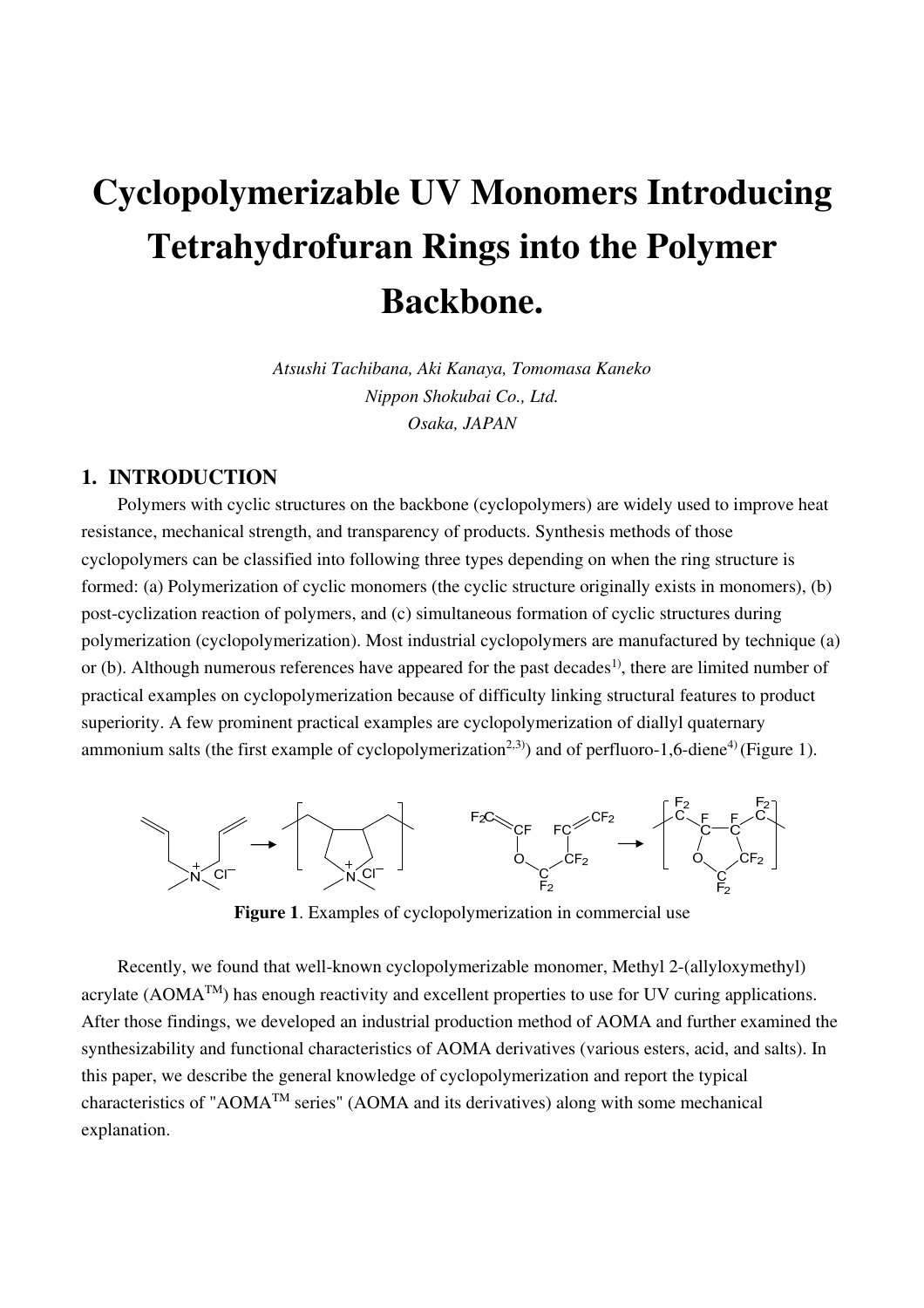# Cyclopolymerizable UV Monomers Introducing Tetrahydrofuran Rings into the Polymer Backbone.

*Atsushi Tachibana, Aki Kanaya, Tomomasa Kaneko*
*Nippon Shokubai Co., Ltd.*
*Osaka, JAPAN*

## 1. INTRODUCTION

Polymers with cyclic structures on the backbone (cyclopolymers) are widely used to improve heat resistance, mechanical strength, and transparency of products. Synthesis methods of those cyclopolymers can be classified into following three types depending on when the ring structure is formed: (a) Polymerization of cyclic monomers (the cyclic structure originally exists in monomers), (b) post-cyclization reaction of polymers, and (c) simultaneous formation of cyclic structures during polymerization (cyclopolymerization). Most industrial cyclopolymers are manufactured by technique (a) or (b). Although numerous references have appeared for the past decades[1)], there are limited number of practical examples on cyclopolymerization because of difficulty linking structural features to product superiority. A few prominent practical examples are cyclopolymerization of diallyl quaternary ammonium salts (the first example of cyclopolymerization[2,3)]) and of perfluoro-1,6-diene[4)] (Figure 1).

**Figure 1**. Examples of cyclopolymerization in commercial use

Recently, we found that well-known cyclopolymerizable monomer, Methyl 2-(allyloxymethyl) acrylate (AOMA™) has enough reactivity and excellent properties to use for UV curing applications. After those findings, we developed an industrial production method of AOMA and further examined the synthesizability and functional characteristics of AOMA derivatives (various esters, acid, and salts). In this paper, we describe the general knowledge of cyclopolymerization and report the typical characteristics of "AOMA™ series" (AOMA and its derivatives) along with some mechanical explanation.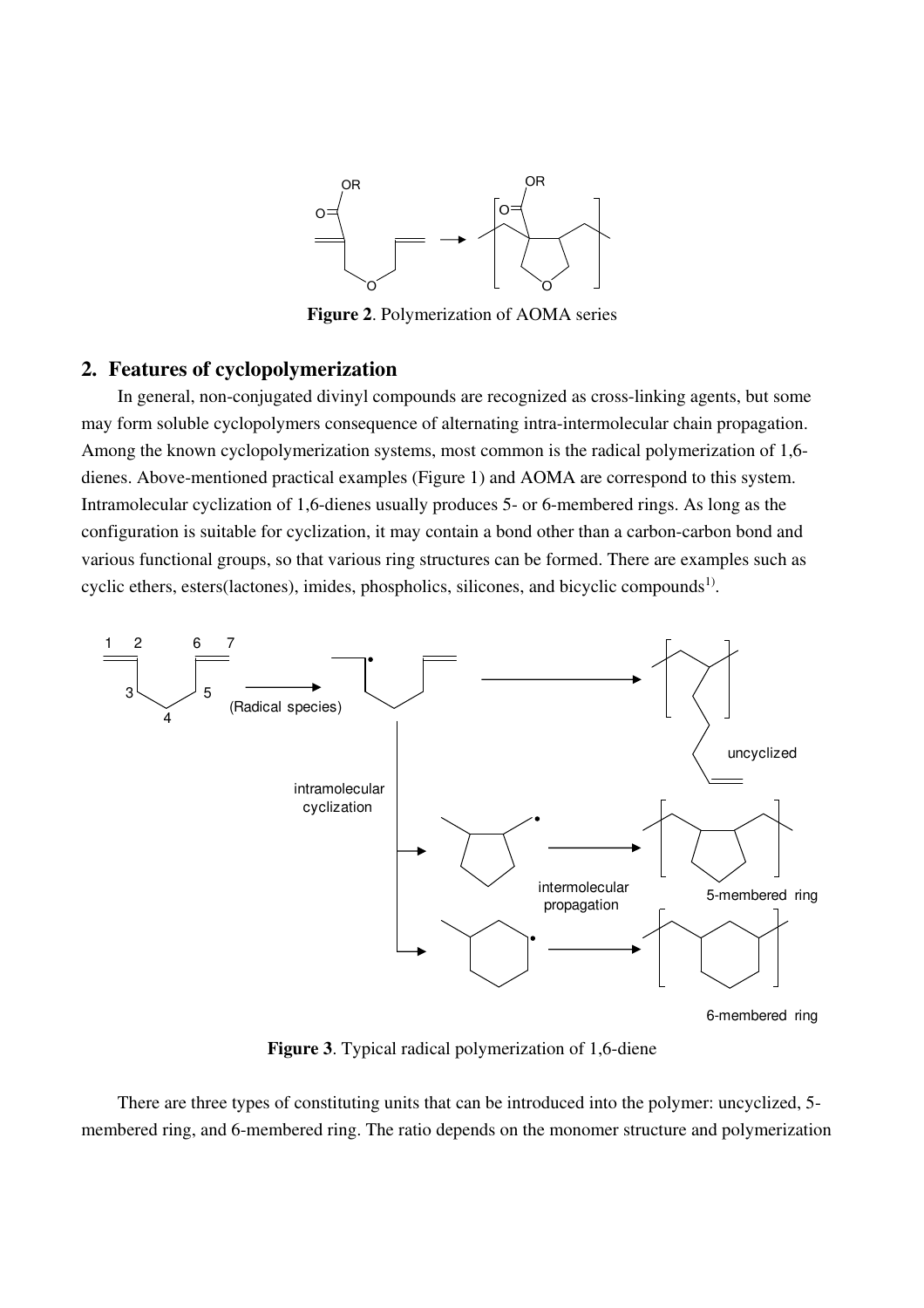**Figure 2**. Polymerization of AOMA series

## 2. Features of cyclopolymerization

In general, non-conjugated divinyl compounds are recognized as cross-linking agents, but some may form soluble cyclopolymers consequence of alternating intra-intermolecular chain propagation. Among the known cyclopolymerization systems, most common is the radical polymerization of 1,6-dienes. Above-mentioned practical examples (Figure 1) and AOMA are correspond to this system. Intramolecular cyclization of 1,6-dienes usually produces 5- or 6-membered rings. As long as the configuration is suitable for cyclization, it may contain a bond other than a carbon-carbon bond and various functional groups, so that various ring structures can be formed. There are examples such as cyclic ethers, esters(lactones), imides, phospholics, silicones, and bicyclic compounds[1].

**Figure 3**. Typical radical polymerization of 1,6-diene

There are three types of constituting units that can be introduced into the polymer: uncyclized, 5-membered ring, and 6-membered ring. The ratio depends on the monomer structure and polymerization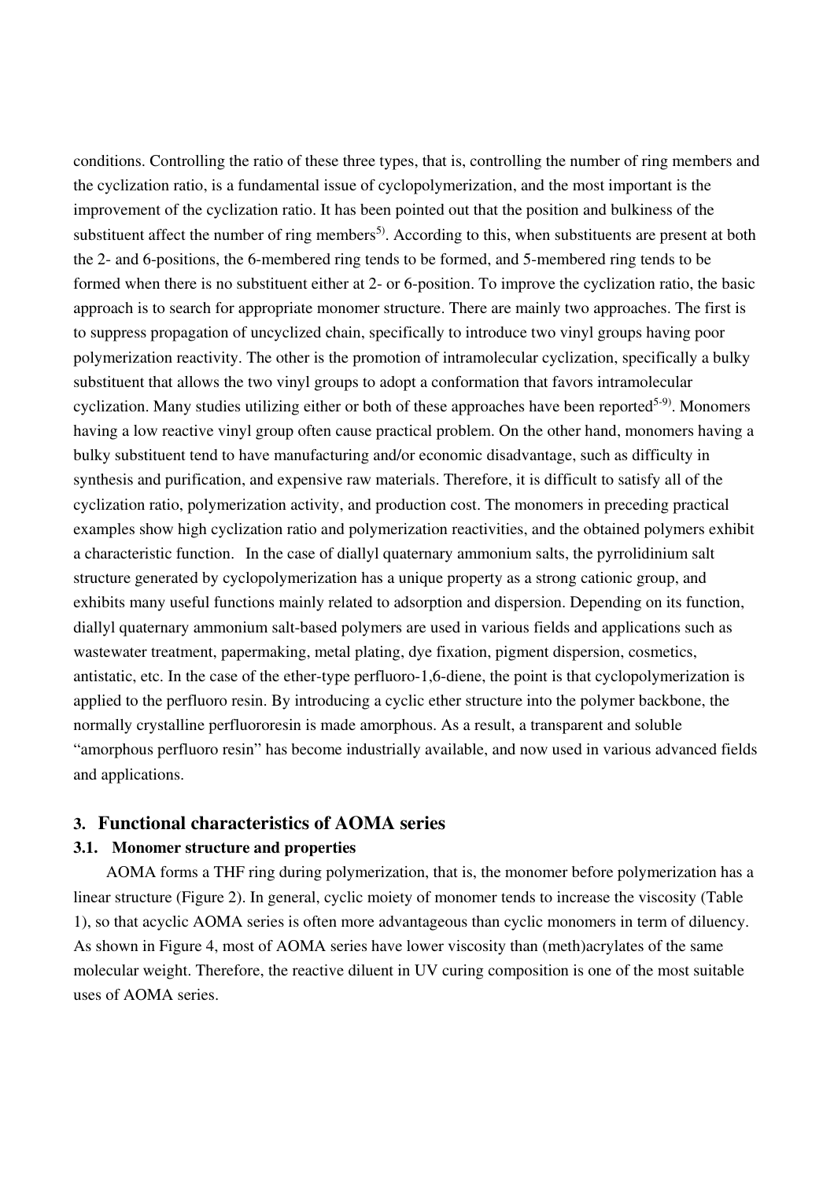conditions. Controlling the ratio of these three types, that is, controlling the number of ring members and the cyclization ratio, is a fundamental issue of cyclopolymerization, and the most important is the improvement of the cyclization ratio. It has been pointed out that the position and bulkiness of the substituent affect the number of ring members[5)]. According to this, when substituents are present at both the 2- and 6-positions, the 6-membered ring tends to be formed, and 5-membered ring tends to be formed when there is no substituent either at 2- or 6-position. To improve the cyclization ratio, the basic approach is to search for appropriate monomer structure. There are mainly two approaches. The first is to suppress propagation of uncyclized chain, specifically to introduce two vinyl groups having poor polymerization reactivity. The other is the promotion of intramolecular cyclization, specifically a bulky substituent that allows the two vinyl groups to adopt a conformation that favors intramolecular cyclization. Many studies utilizing either or both of these approaches have been reported[5-9)]. Monomers having a low reactive vinyl group often cause practical problem. On the other hand, monomers having a bulky substituent tend to have manufacturing and/or economic disadvantage, such as difficulty in synthesis and purification, and expensive raw materials. Therefore, it is difficult to satisfy all of the cyclization ratio, polymerization activity, and production cost. The monomers in preceding practical examples show high cyclization ratio and polymerization reactivities, and the obtained polymers exhibit a characteristic function. In the case of diallyl quaternary ammonium salts, the pyrrolidinium salt structure generated by cyclopolymerization has a unique property as a strong cationic group, and exhibits many useful functions mainly related to adsorption and dispersion. Depending on its function, diallyl quaternary ammonium salt-based polymers are used in various fields and applications such as wastewater treatment, papermaking, metal plating, dye fixation, pigment dispersion, cosmetics, antistatic, etc. In the case of the ether-type perfluoro-1,6-diene, the point is that cyclopolymerization is applied to the perfluoro resin. By introducing a cyclic ether structure into the polymer backbone, the normally crystalline perfluororesin is made amorphous. As a result, a transparent and soluble "amorphous perfluoro resin" has become industrially available, and now used in various advanced fields and applications.

## 3. Functional characteristics of AOMA series

### 3.1. Monomer structure and properties

AOMA forms a THF ring during polymerization, that is, the monomer before polymerization has a linear structure (Figure 2). In general, cyclic moiety of monomer tends to increase the viscosity (Table 1), so that acyclic AOMA series is often more advantageous than cyclic monomers in term of diluency. As shown in Figure 4, most of AOMA series have lower viscosity than (meth)acrylates of the same molecular weight. Therefore, the reactive diluent in UV curing composition is one of the most suitable uses of AOMA series.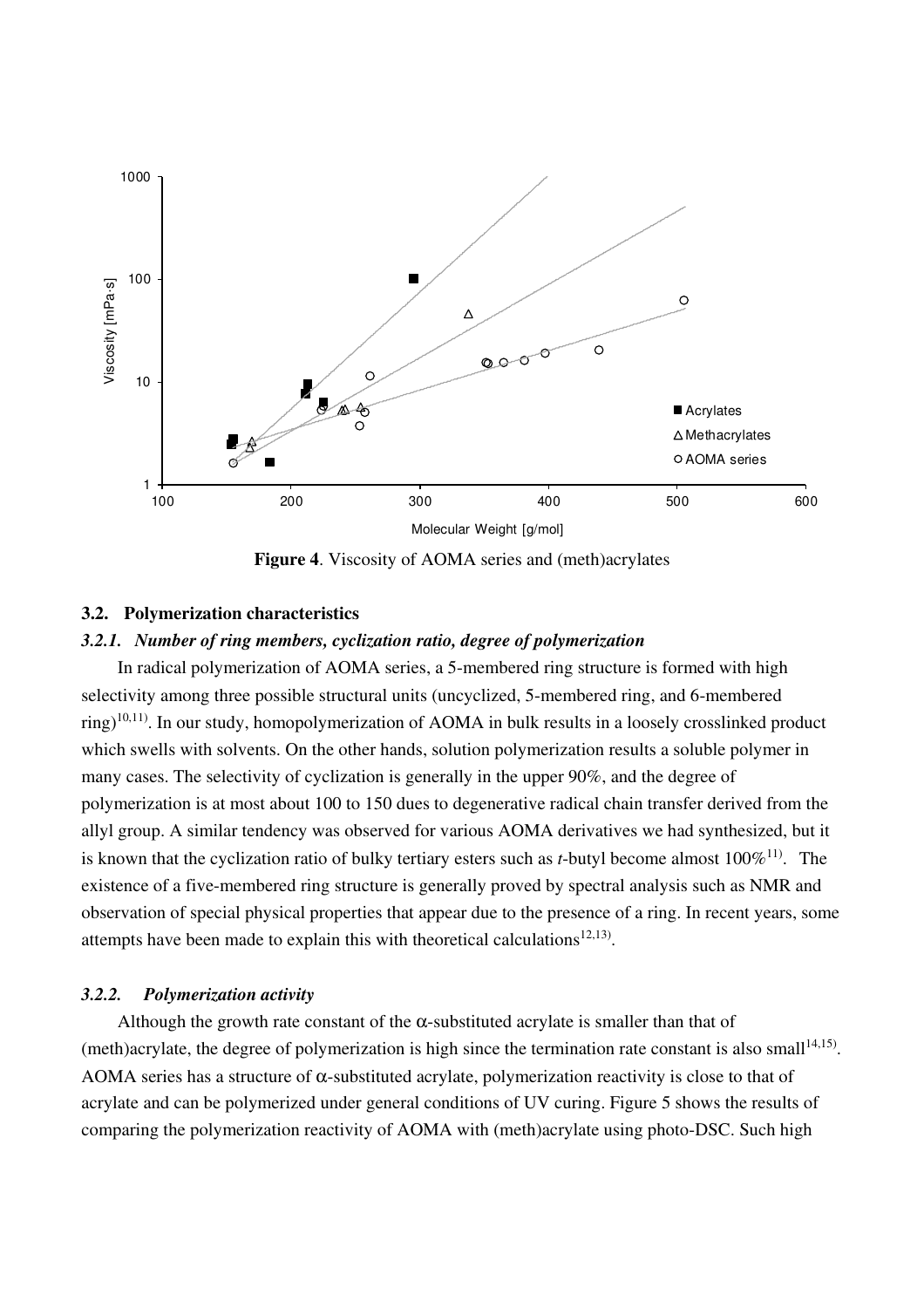**Figure 4**. Viscosity of AOMA series and (meth)acrylates

## 3.2. Polymerization characteristics

### *3.2.1. Number of ring members, cyclization ratio, degree of polymerization*

In radical polymerization of AOMA series, a 5-membered ring structure is formed with high selectivity among three possible structural units (uncyclized, 5-membered ring, and 6-membered ring)[10,11]. In our study, homopolymerization of AOMA in bulk results in a loosely crosslinked product which swells with solvents. On the other hands, solution polymerization results a soluble polymer in many cases. The selectivity of cyclization is generally in the upper 90%, and the degree of polymerization is at most about 100 to 150 dues to degenerative radical chain transfer derived from the allyl group. A similar tendency was observed for various AOMA derivatives we had synthesized, but it is known that the cyclization ratio of bulky tertiary esters such as *t*-butyl become almost 100%[11]. The existence of a five-membered ring structure is generally proved by spectral analysis such as NMR and observation of special physical properties that appear due to the presence of a ring. In recent years, some attempts have been made to explain this with theoretical calculations[12,13].

### *3.2.2. Polymerization activity*

Although the growth rate constant of the $\alpha$-substituted acrylate is smaller than that of (meth)acrylate, the degree of polymerization is high since the termination rate constant is also small[14,15]. AOMA series has a structure of $\alpha$-substituted acrylate, polymerization reactivity is close to that of acrylate and can be polymerized under general conditions of UV curing. Figure 5 shows the results of comparing the polymerization reactivity of AOMA with (meth)acrylate using photo-DSC. Such high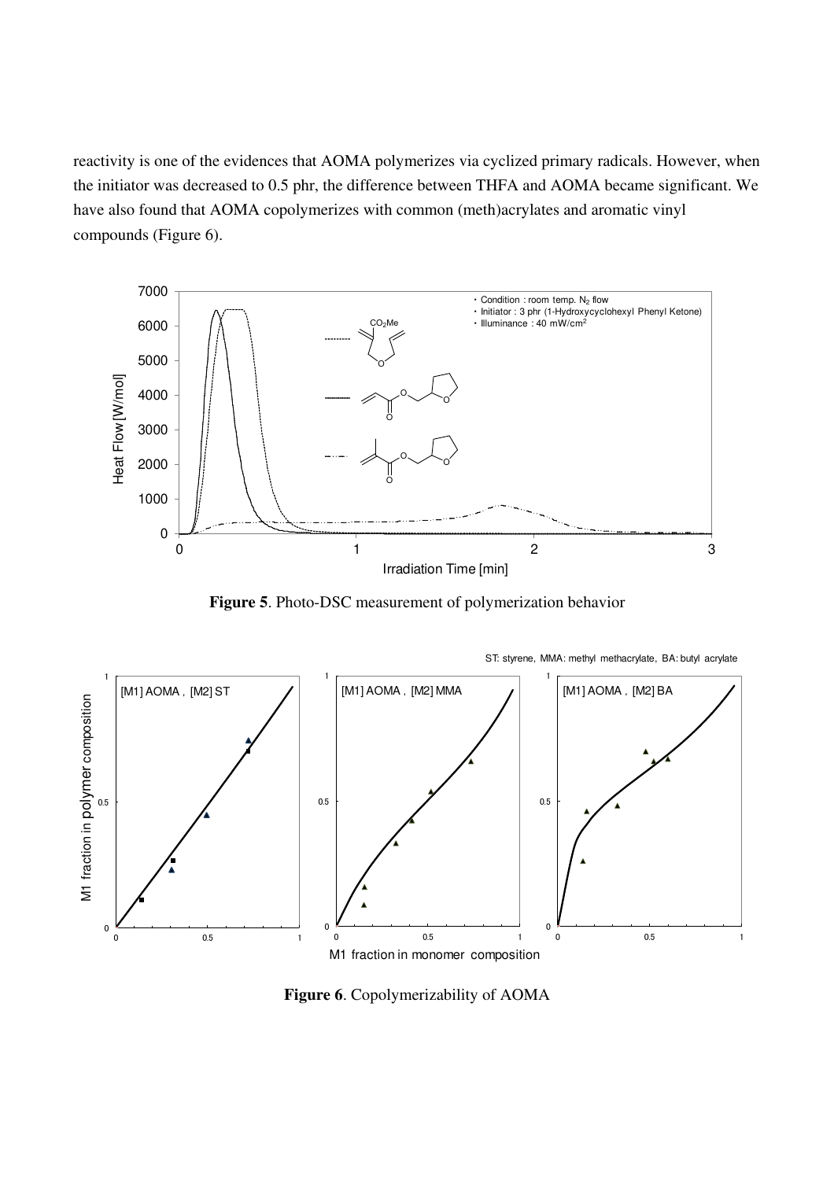reactivity is one of the evidences that AOMA polymerizes via cyclized primary radicals. However, when the initiator was decreased to 0.5 phr, the difference between THFA and AOMA became significant. We have also found that AOMA copolymerizes with common (meth)acrylates and aromatic vinyl compounds (Figure 6).

**Figure 5**. Photo-DSC measurement of polymerization behavior

**Figure 6**. Copolymerizability of AOMA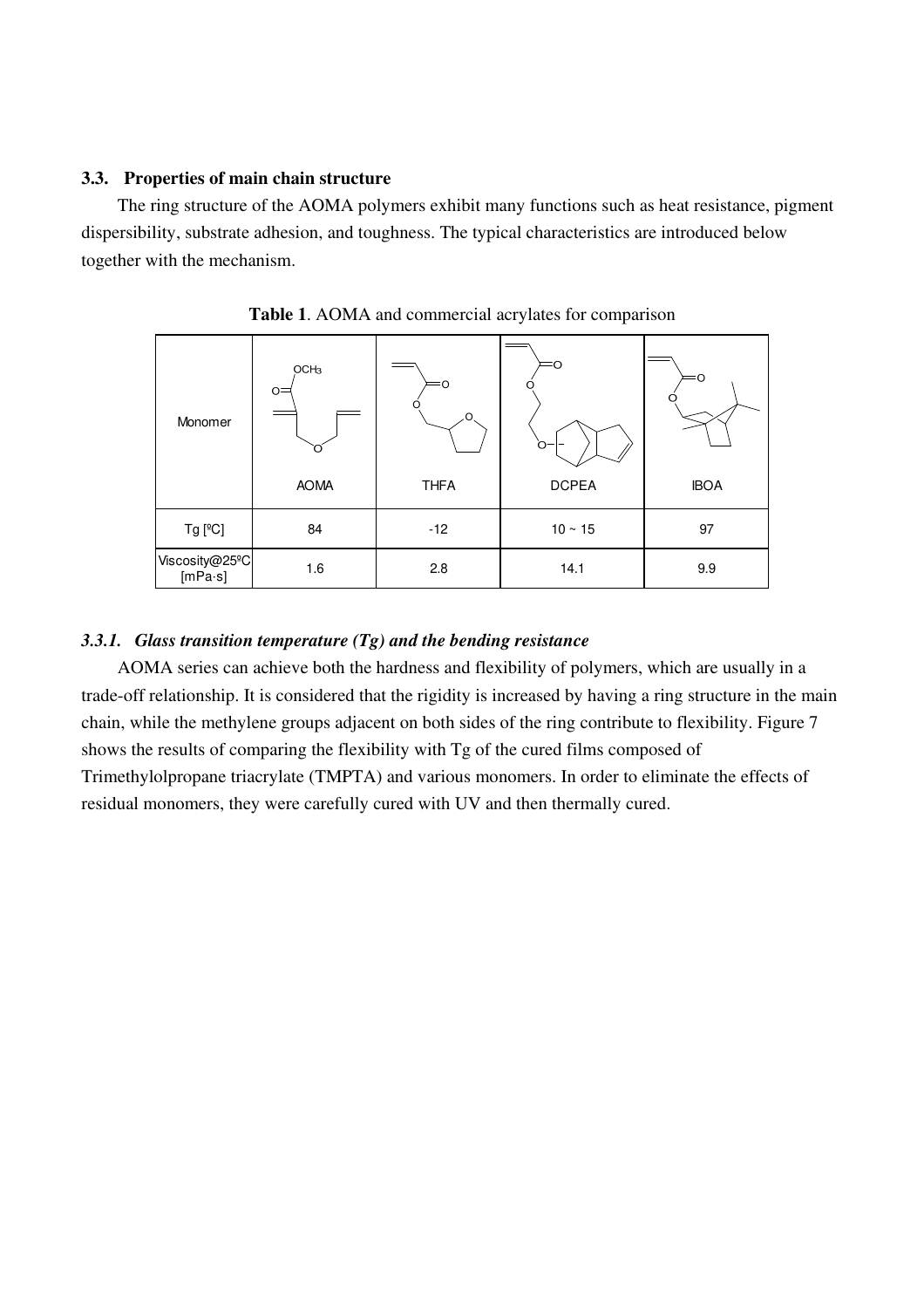### 3.3. Properties of main chain structure

The ring structure of the AOMA polymers exhibit many functions such as heat resistance, pigment dispersibility, substrate adhesion, and toughness. The typical characteristics are introduced below together with the mechanism.

**Table 1**. AOMA and commercial acrylates for comparison

| Monomer | AOMA | THFA | DCPEA | IBOA |
|---|---|---|---|---|
| Tg [ºC] | 84 | -12 | 10 ~ 15 | 97 |
| Viscosity@25ºC [mPa·s] | 1.6 | 2.8 | 14.1 | 9.9 |

#### *3.3.1. Glass transition temperature (Tg) and the bending resistance*

AOMA series can achieve both the hardness and flexibility of polymers, which are usually in a trade-off relationship. It is considered that the rigidity is increased by having a ring structure in the main chain, while the methylene groups adjacent on both sides of the ring contribute to flexibility. Figure 7 shows the results of comparing the flexibility with Tg of the cured films composed of Trimethylolpropane triacrylate (TMPTA) and various monomers. In order to eliminate the effects of residual monomers, they were carefully cured with UV and then thermally cured.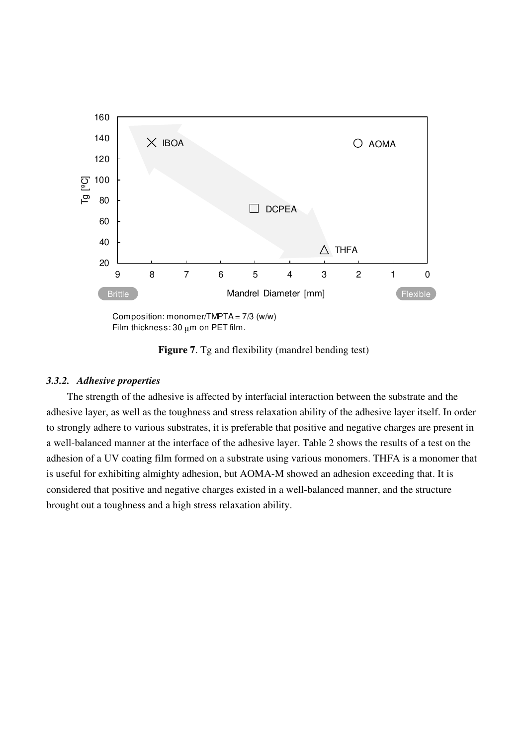Composition: monomer/TMPTA = 7/3 (w/w)
Film thickness: 30 μm on PET film.

**Figure 7**. Tg and flexibility (mandrel bending test)

### *3.3.2. Adhesive properties*

The strength of the adhesive is affected by interfacial interaction between the substrate and the adhesive layer, as well as the toughness and stress relaxation ability of the adhesive layer itself. In order to strongly adhere to various substrates, it is preferable that positive and negative charges are present in a well-balanced manner at the interface of the adhesive layer. Table 2 shows the results of a test on the adhesion of a UV coating film formed on a substrate using various monomers. THFA is a monomer that is useful for exhibiting almighty adhesion, but AOMA-M showed an adhesion exceeding that. It is considered that positive and negative charges existed in a well-balanced manner, and the structure brought out a toughness and a high stress relaxation ability.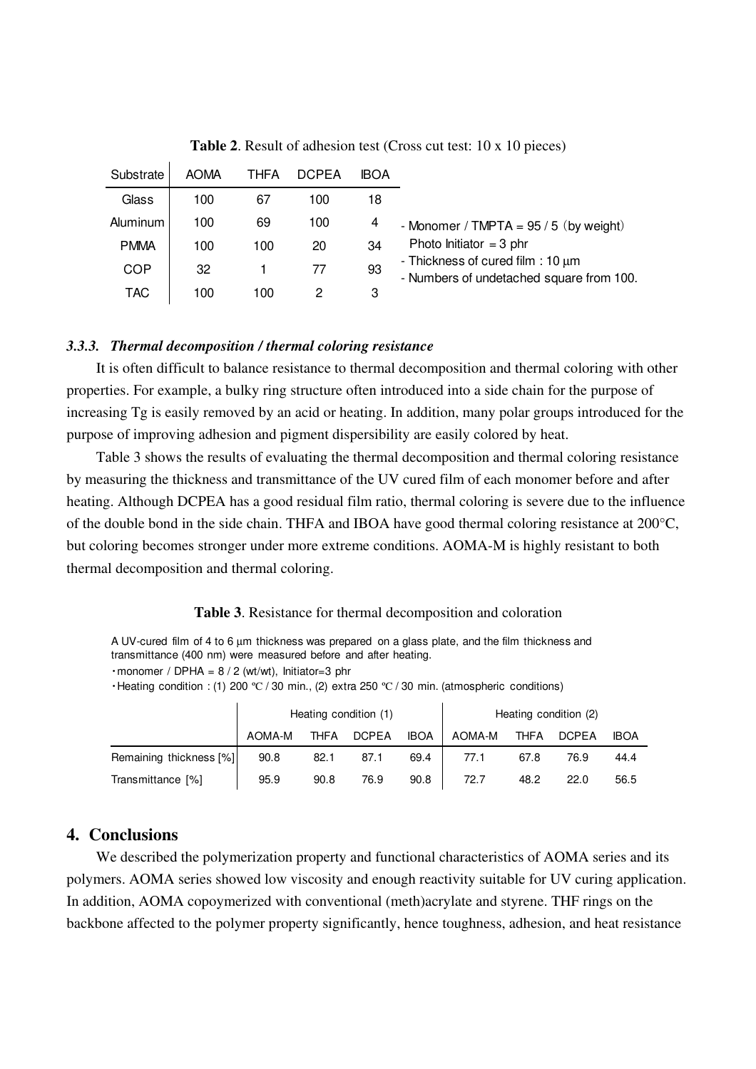**Table 2**. Result of adhesion test (Cross cut test: 10 x 10 pieces)

| Substrate | AOMA | THFA | DCPEA | IBOA |
|---|---|---|---|---|
| Glass | 100 | 67 | 100 | 18 |
| Aluminum | 100 | 69 | 100 | 4 |
| PMMA | 100 | 100 | 20 | 34 |
| COP | 32 | 1 | 77 | 93 |
| TAC | 100 | 100 | 2 | 3 |

- Monomer / TMPTA = 95 / 5 (by weight)
  Photo Initiator = 3 phr
- Thickness of cured film : 10 μm
- Numbers of undetached square from 100.

### *3.3.3. Thermal decomposition / thermal coloring resistance*

It is often difficult to balance resistance to thermal decomposition and thermal coloring with other properties. For example, a bulky ring structure often introduced into a side chain for the purpose of increasing Tg is easily removed by an acid or heating. In addition, many polar groups introduced for the purpose of improving adhesion and pigment dispersibility are easily colored by heat.

Table 3 shows the results of evaluating the thermal decomposition and thermal coloring resistance by measuring the thickness and transmittance of the UV cured film of each monomer before and after heating. Although DCPEA has a good residual film ratio, thermal coloring is severe due to the influence of the double bond in the side chain. THFA and IBOA have good thermal coloring resistance at 200°C, but coloring becomes stronger under more extreme conditions. AOMA-M is highly resistant to both thermal decomposition and thermal coloring.

**Table 3**. Resistance for thermal decomposition and coloration

A UV-cured film of 4 to 6 μm thickness was prepared on a glass plate, and the film thickness and transmittance (400 nm) were measured before and after heating.
・monomer / DPHA = 8 / 2 (wt/wt), Initiator=3 phr
・Heating condition : (1) 200 ℃ / 30 min., (2) extra 250 ℃ / 30 min. (atmospheric conditions)

| | Heating condition (1) | | | | Heating condition (2) | | | |
|---|---|---|---|---|---|---|---|---|
| | AOMA-M | THFA | DCPEA | IBOA | AOMA-M | THFA | DCPEA | IBOA |
| Remaining thickness [%] | 90.8 | 82.1 | 87.1 | 69.4 | 77.1 | 67.8 | 76.9 | 44.4 |
| Transmittance [%] | 95.9 | 90.8 | 76.9 | 90.8 | 72.7 | 48.2 | 22.0 | 56.5 |

## 4. Conclusions

We described the polymerization property and functional characteristics of AOMA series and its polymers. AOMA series showed low viscosity and enough reactivity suitable for UV curing application. In addition, AOMA copoymerized with conventional (meth)acrylate and styrene. THF rings on the backbone affected to the polymer property significantly, hence toughness, adhesion, and heat resistance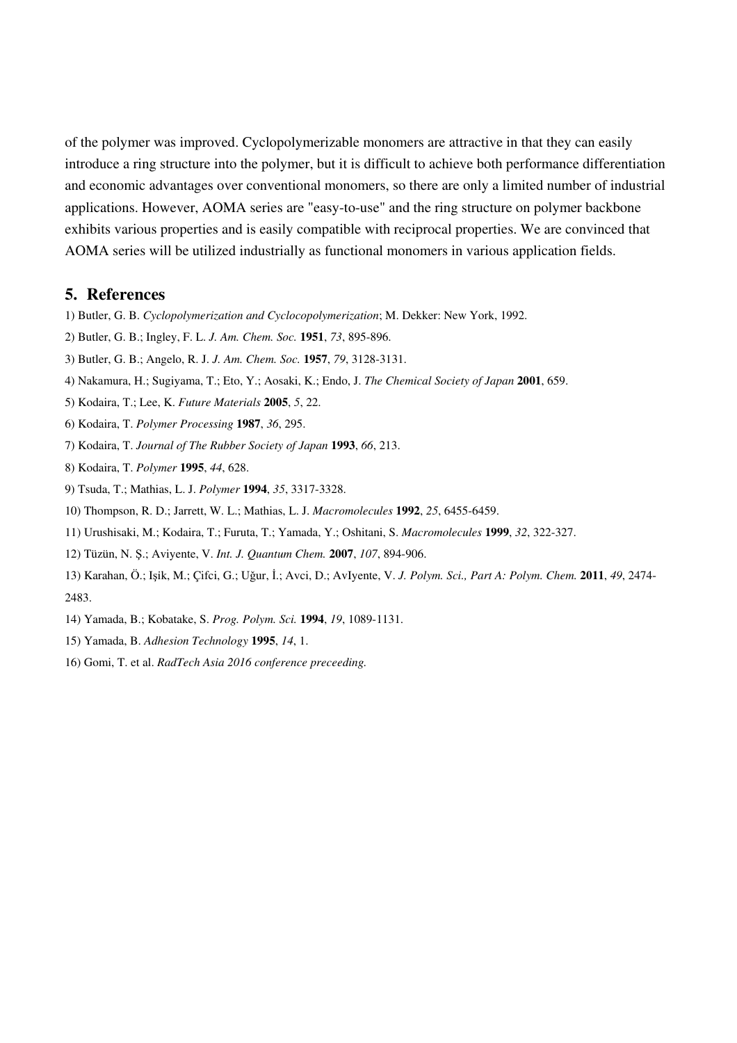of the polymer was improved. Cyclopolymerizable monomers are attractive in that they can easily introduce a ring structure into the polymer, but it is difficult to achieve both performance differentiation and economic advantages over conventional monomers, so there are only a limited number of industrial applications. However, AOMA series are "easy-to-use" and the ring structure on polymer backbone exhibits various properties and is easily compatible with reciprocal properties. We are convinced that AOMA series will be utilized industrially as functional monomers in various application fields.

## 5. References

1) Butler, G. B. *Cyclopolymerization and Cyclocopolymerization*; M. Dekker: New York, 1992.

2) Butler, G. B.; Ingley, F. L. *J. Am. Chem. Soc.* **1951**, *73*, 895-896.

3) Butler, G. B.; Angelo, R. J. *J. Am. Chem. Soc.* **1957**, *79*, 3128-3131.

4) Nakamura, H.; Sugiyama, T.; Eto, Y.; Aosaki, K.; Endo, J. *The Chemical Society of Japan* **2001**, 659.

5) Kodaira, T.; Lee, K. *Future Materials* **2005**, *5*, 22.

6) Kodaira, T. *Polymer Processing* **1987**, *36*, 295.

7) Kodaira, T. *Journal of The Rubber Society of Japan* **1993**, *66*, 213.

8) Kodaira, T. *Polymer* **1995**, *44*, 628.

9) Tsuda, T.; Mathias, L. J. *Polymer* **1994**, *35*, 3317-3328.

10) Thompson, R. D.; Jarrett, W. L.; Mathias, L. J. *Macromolecules* **1992**, *25*, 6455-6459.

11) Urushisaki, M.; Kodaira, T.; Furuta, T.; Yamada, Y.; Oshitani, S. *Macromolecules* **1999**, *32*, 322-327.

12) Tüzün, N. Ş.; Aviyente, V. *Int. J. Quantum Chem.* **2007**, *107*, 894-906.

13) Karahan, Ö.; Işik, M.; Çifci, G.; Uğur, İ.; Avci, D.; AvIyente, V. *J. Polym. Sci., Part A: Polym. Chem.* **2011**, *49*, 2474-2483.

14) Yamada, B.; Kobatake, S. *Prog. Polym. Sci.* **1994**, *19*, 1089-1131.

15) Yamada, B. *Adhesion Technology* **1995**, *14*, 1.

16) Gomi, T. et al. *RadTech Asia 2016 conference preceeding.*